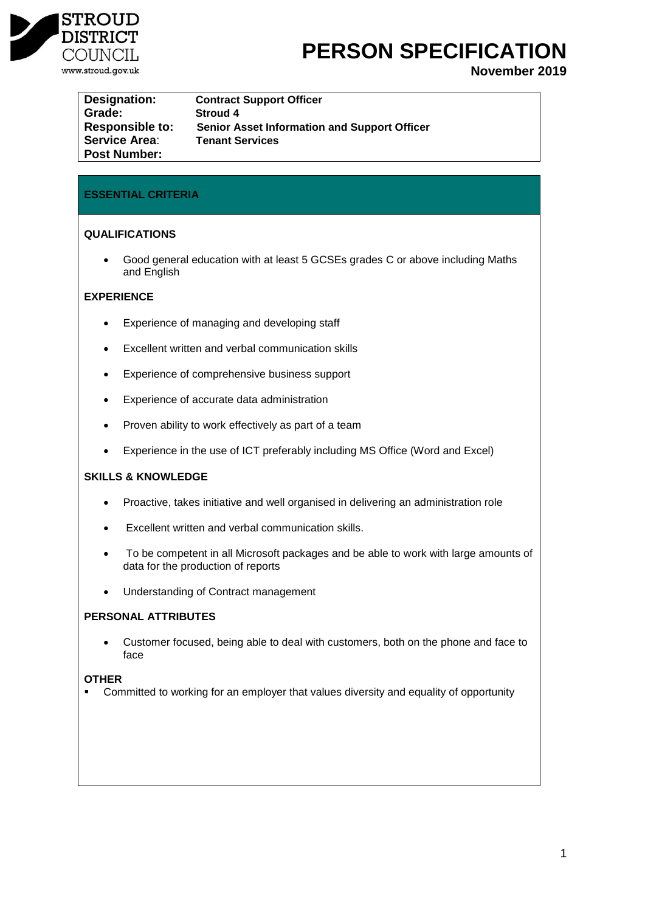STROUD DISTRICT COUNCIL
www.stroud.gov.uk

# PERSON SPECIFICATION

**November 2019**

| | |
|---|---|
| **Designation:** | **Contract Support Officer** |
| **Grade:** | **Stroud 4** |
| **Responsible to:** | **Senior Asset Information and Support Officer** |
| **Service Area:** | **Tenant Services** |
| **Post Number:** | |

## ESSENTIAL CRITERIA

### QUALIFICATIONS

- Good general education with at least 5 GCSEs grades C or above including Maths and English

### EXPERIENCE

- Experience of managing and developing staff
- Excellent written and verbal communication skills
- Experience of comprehensive business support
- Experience of accurate data administration
- Proven ability to work effectively as part of a team
- Experience in the use of ICT preferably including MS Office (Word and Excel)

### SKILLS & KNOWLEDGE

- Proactive, takes initiative and well organised in delivering an administration role
- Excellent written and verbal communication skills.
- To be competent in all Microsoft packages and be able to work with large amounts of data for the production of reports
- Understanding of Contract management

### PERSONAL ATTRIBUTES

- Customer focused, being able to deal with customers, both on the phone and face to face

### OTHER

- Committed to working for an employer that values diversity and equality of opportunity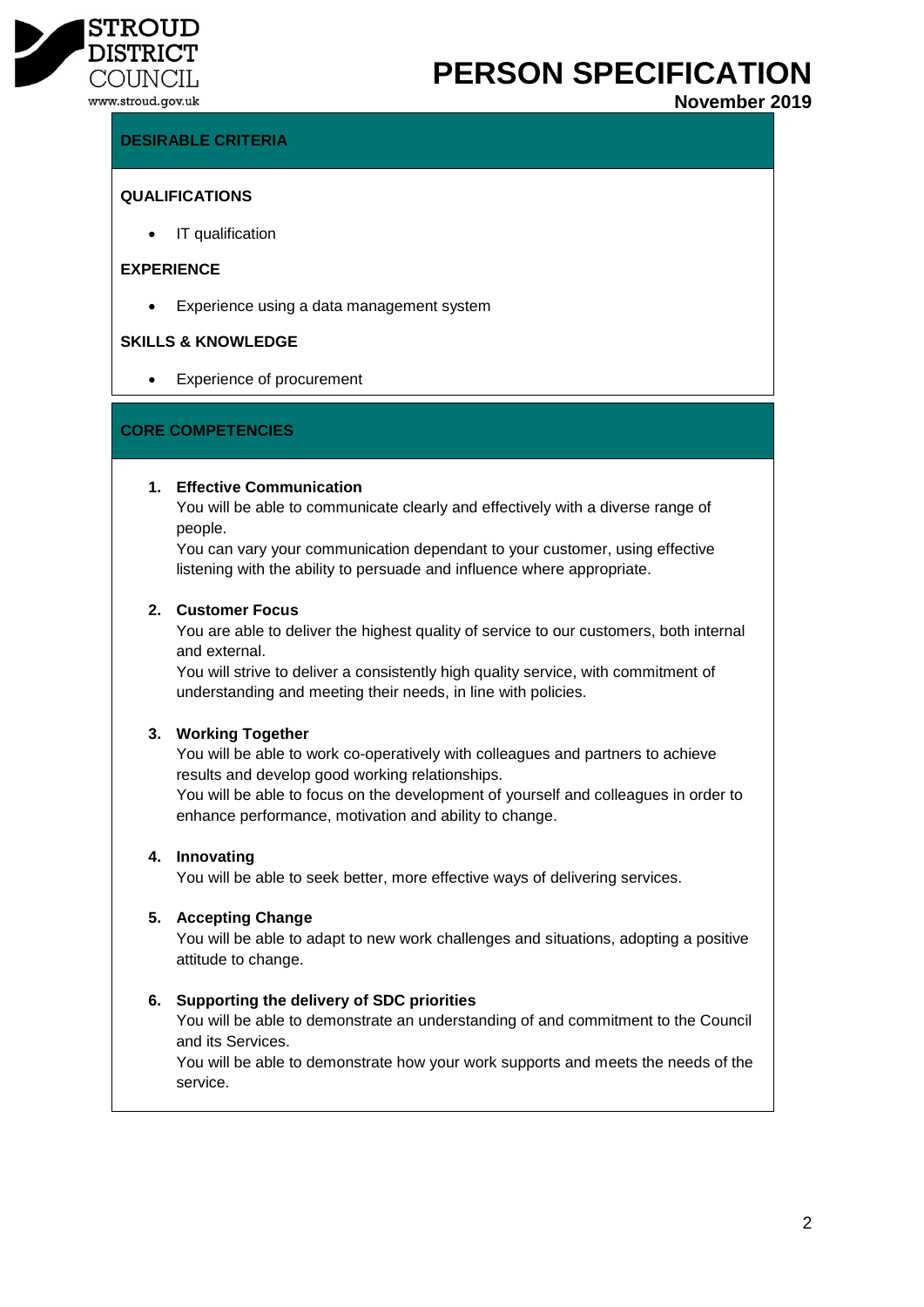# PERSON SPECIFICATION

**November 2019**

## DESIRABLE CRITERIA

### QUALIFICATIONS

- IT qualification

### EXPERIENCE

- Experience using a data management system

### SKILLS & KNOWLEDGE

- Experience of procurement

## CORE COMPETENCIES

1. **Effective Communication**
   You will be able to communicate clearly and effectively with a diverse range of people.
   You can vary your communication dependant to your customer, using effective listening with the ability to persuade and influence where appropriate.

2. **Customer Focus**
   You are able to deliver the highest quality of service to our customers, both internal and external.
   You will strive to deliver a consistently high quality service, with commitment of understanding and meeting their needs, in line with policies.

3. **Working Together**
   You will be able to work co-operatively with colleagues and partners to achieve results and develop good working relationships.
   You will be able to focus on the development of yourself and colleagues in order to enhance performance, motivation and ability to change.

4. **Innovating**
   You will be able to seek better, more effective ways of delivering services.

5. **Accepting Change**
   You will be able to adapt to new work challenges and situations, adopting a positive attitude to change.

6. **Supporting the delivery of SDC priorities**
   You will be able to demonstrate an understanding of and commitment to the Council and its Services.
   You will be able to demonstrate how your work supports and meets the needs of the service.